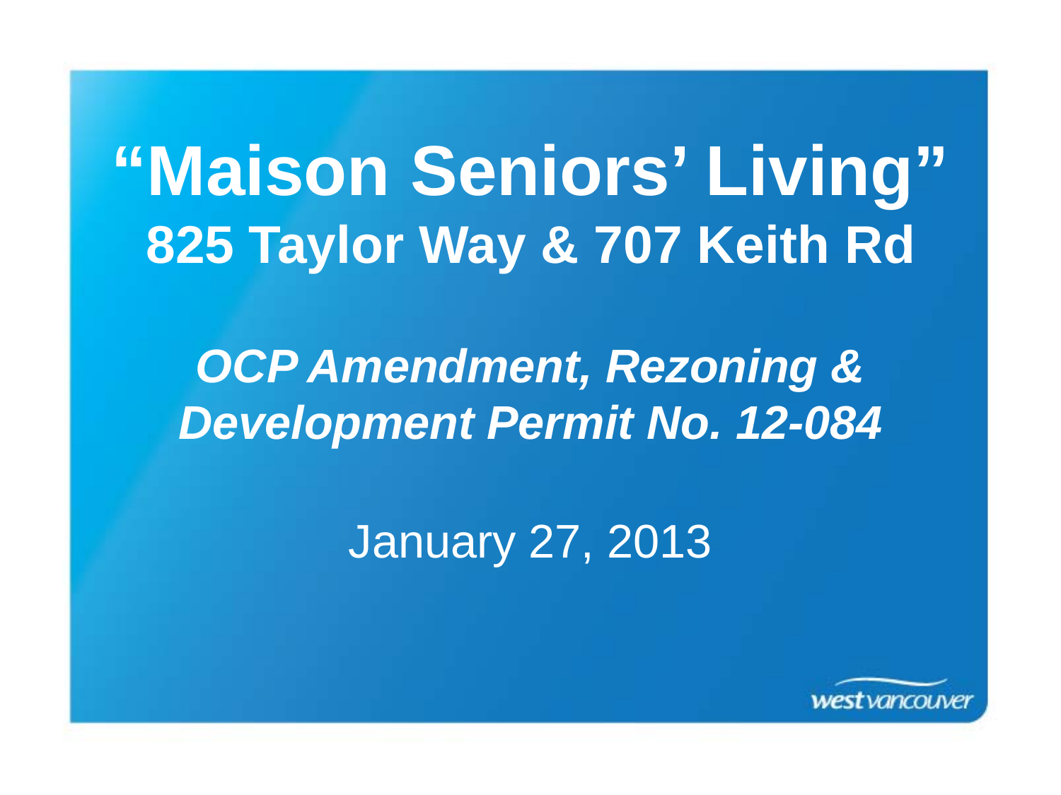# "Maison Seniors' Living"

## 825 Taylor Way & 707 Keith Rd

***OCP Amendment, Rezoning & Development Permit No. 12-084***

January 27, 2013

west vancouver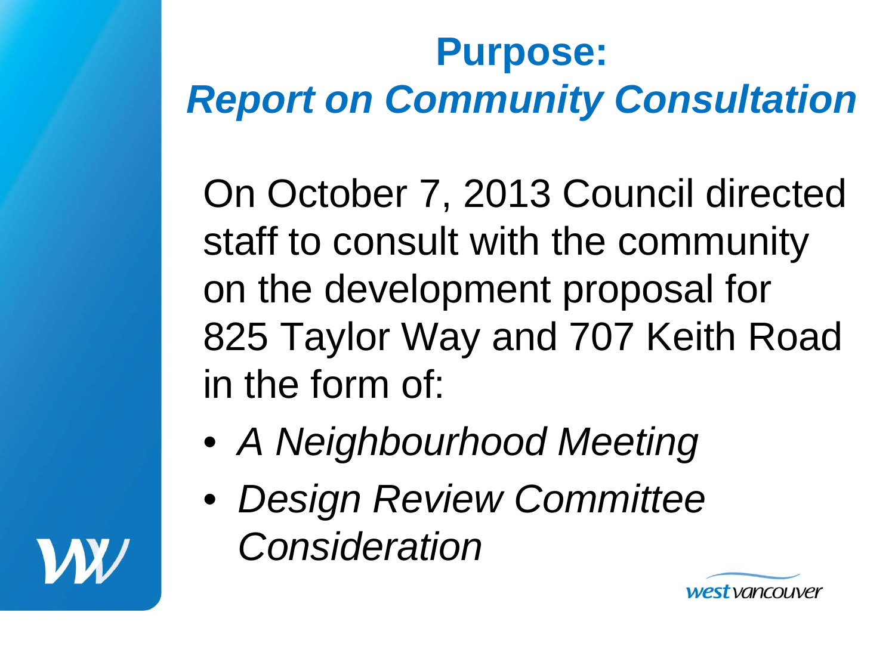# Purpose:

## *Report on Community Consultation*

On October 7, 2013 Council directed staff to consult with the community on the development proposal for 825 Taylor Way and 707 Keith Road in the form of:

- *A Neighbourhood Meeting*
- *Design Review Committee Consideration*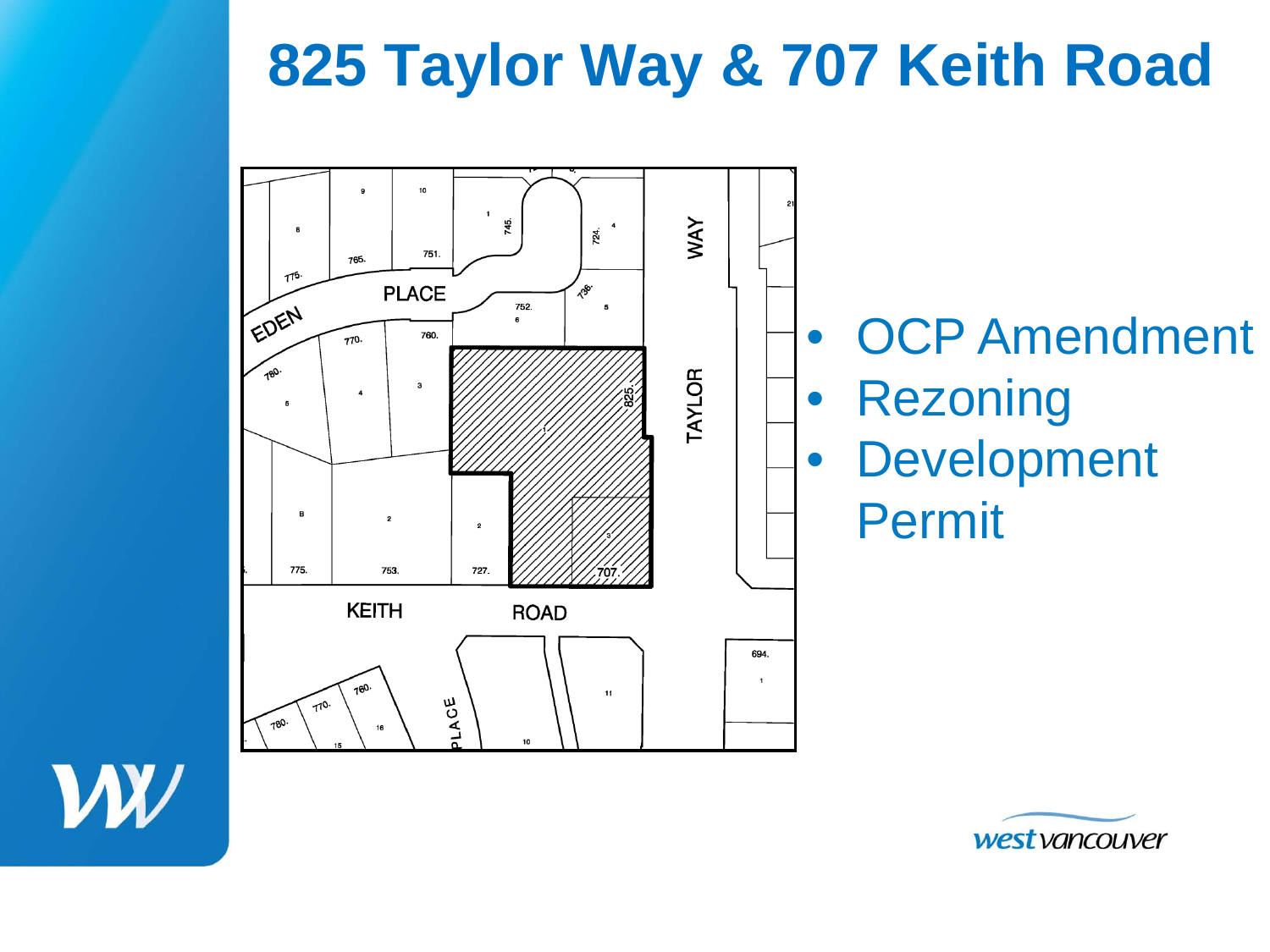# 825 Taylor Way & 707 Keith Road

- OCP Amendment
- Rezoning
- Development Permit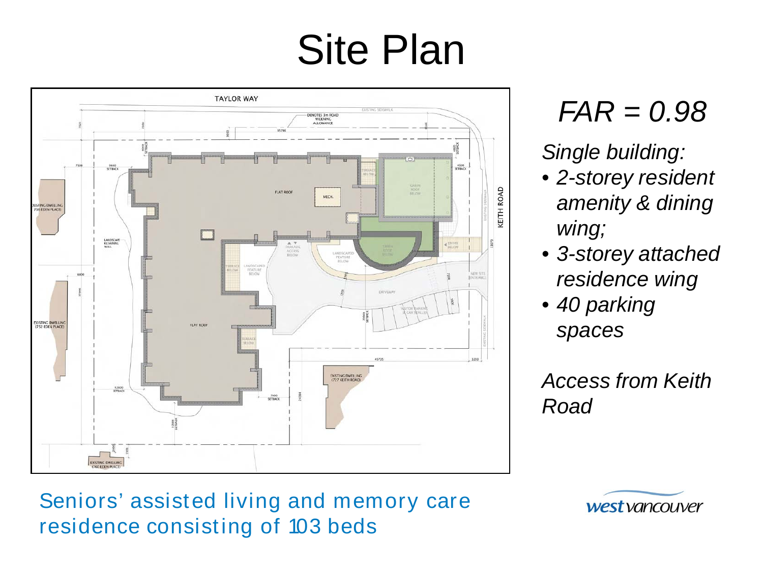# Site Plan

*FAR = 0.98*

*Single building:*

- *2-storey resident amenity & dining wing;*
- *3-storey attached residence wing*
- *40 parking spaces*

*Access from Keith Road*

Seniors' assisted living and memory care residence consisting of 103 beds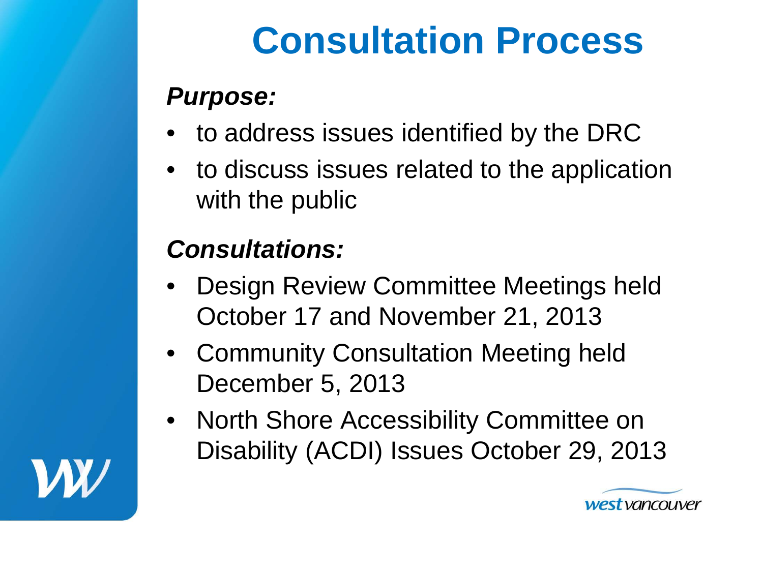# Consultation Process

***Purpose:***

- to address issues identified by the DRC
- to discuss issues related to the application with the public

***Consultations:***

- Design Review Committee Meetings held October 17 and November 21, 2013
- Community Consultation Meeting held December 5, 2013
- North Shore Accessibility Committee on Disability (ACDI) Issues October 29, 2013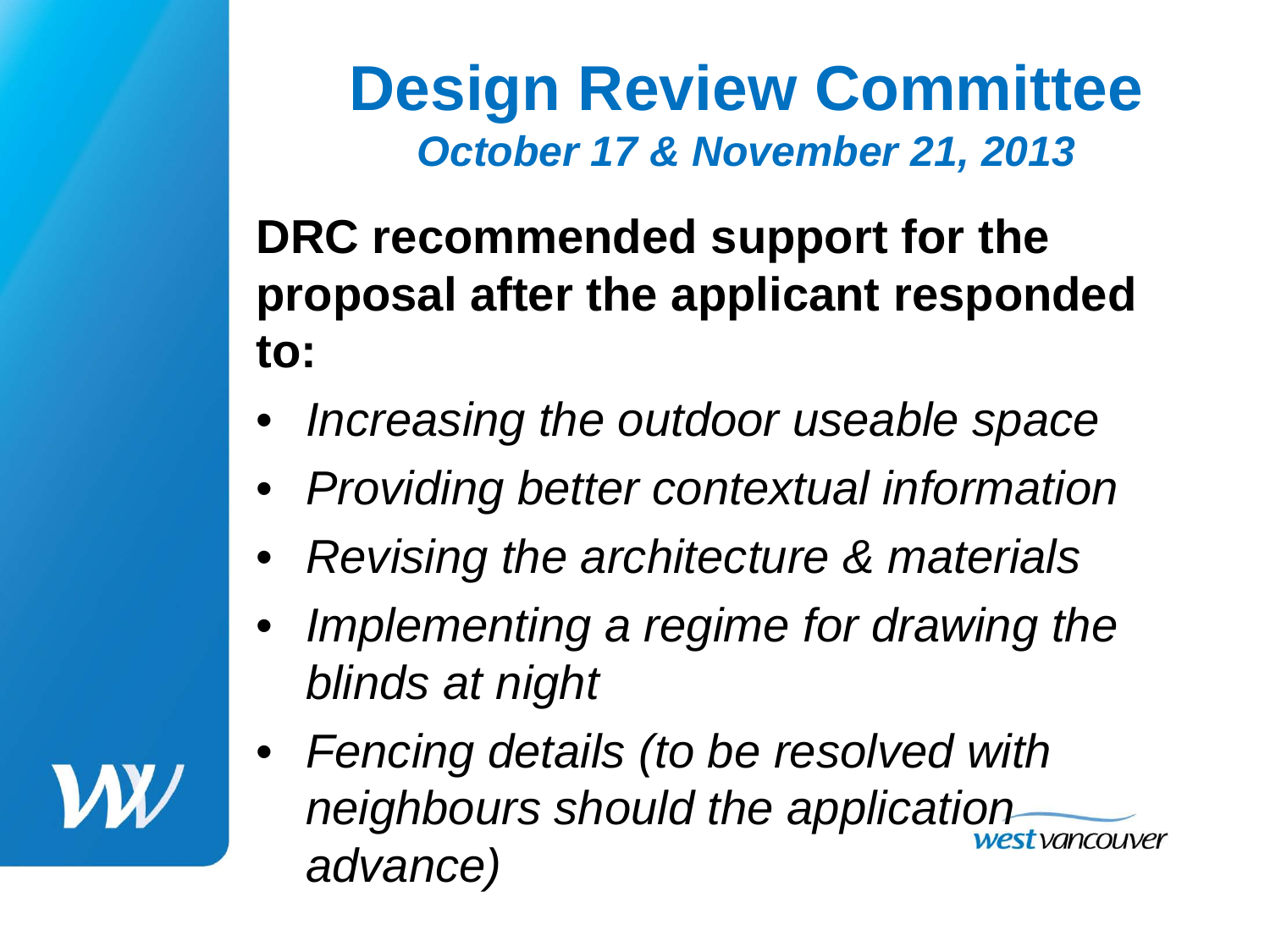# Design Review Committee

***October 17 & November 21, 2013***

**DRC recommended support for the proposal after the applicant responded to:**

- *Increasing the outdoor useable space*
- *Providing better contextual information*
- *Revising the architecture & materials*
- *Implementing a regime for drawing the blinds at night*
- *Fencing details (to be resolved with neighbours should the application advance)*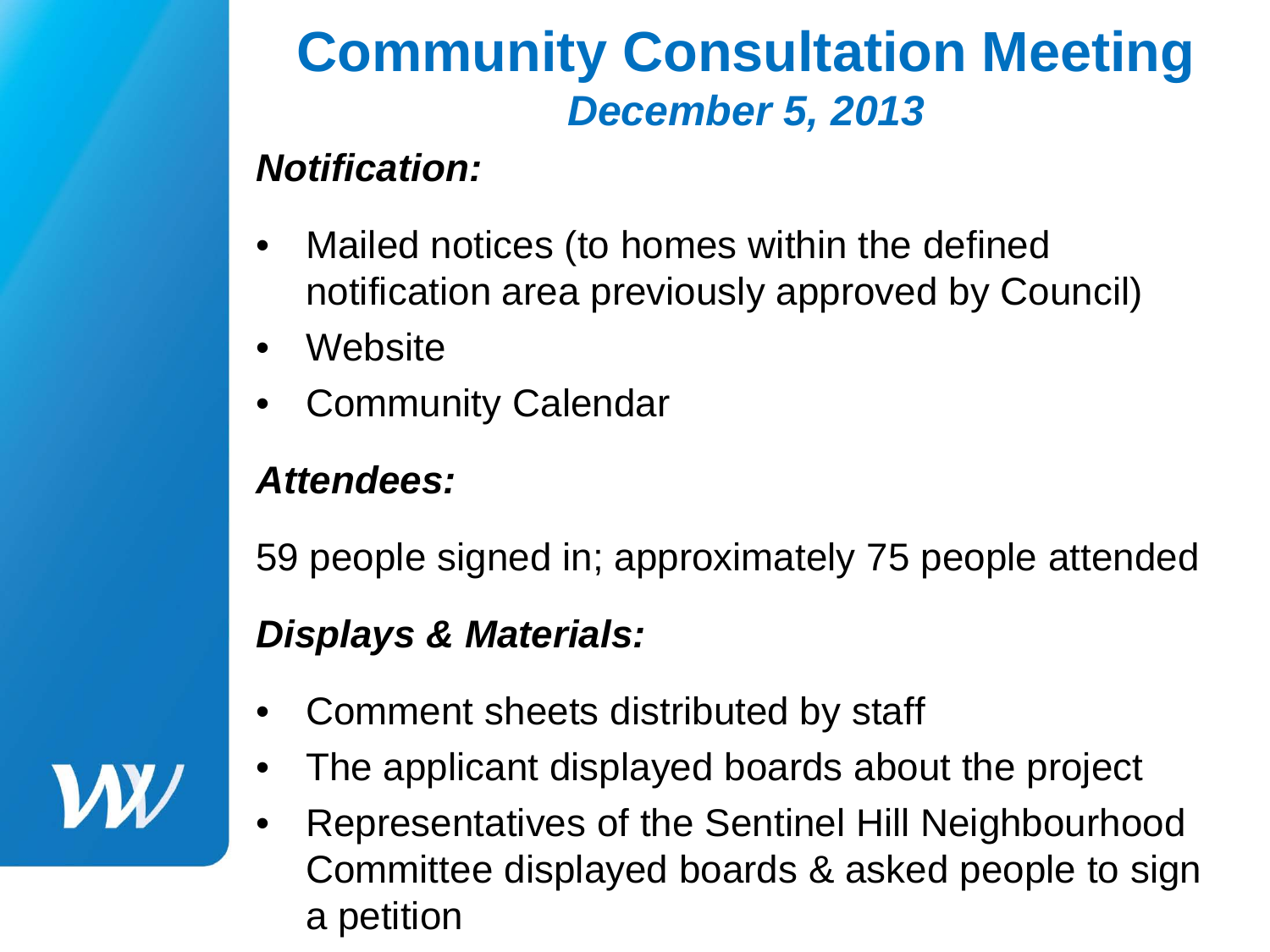# Community Consultation Meeting

## *December 5, 2013*

***Notification:***

- Mailed notices (to homes within the defined notification area previously approved by Council)
- Website
- Community Calendar

***Attendees:***

59 people signed in; approximately 75 people attended

***Displays & Materials:***

- Comment sheets distributed by staff
- The applicant displayed boards about the project
- Representatives of the Sentinel Hill Neighbourhood Committee displayed boards & asked people to sign a petition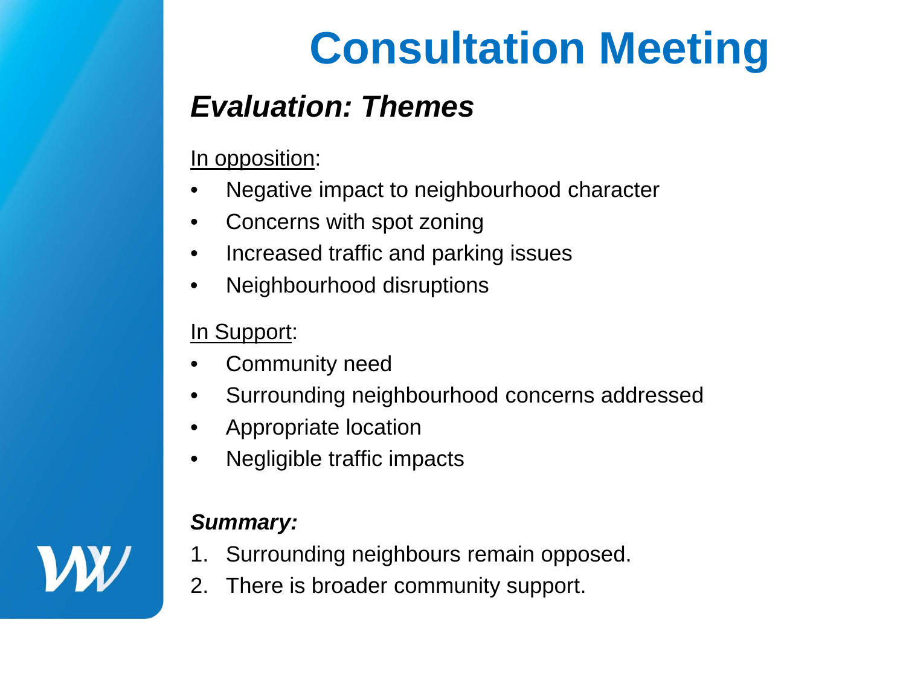# Consultation Meeting

## *Evaluation: Themes*

<u>In opposition</u>:

- Negative impact to neighbourhood character
- Concerns with spot zoning
- Increased traffic and parking issues
- Neighbourhood disruptions

<u>In Support</u>:

- Community need
- Surrounding neighbourhood concerns addressed
- Appropriate location
- Negligible traffic impacts

***Summary:***

1. Surrounding neighbours remain opposed.
2. There is broader community support.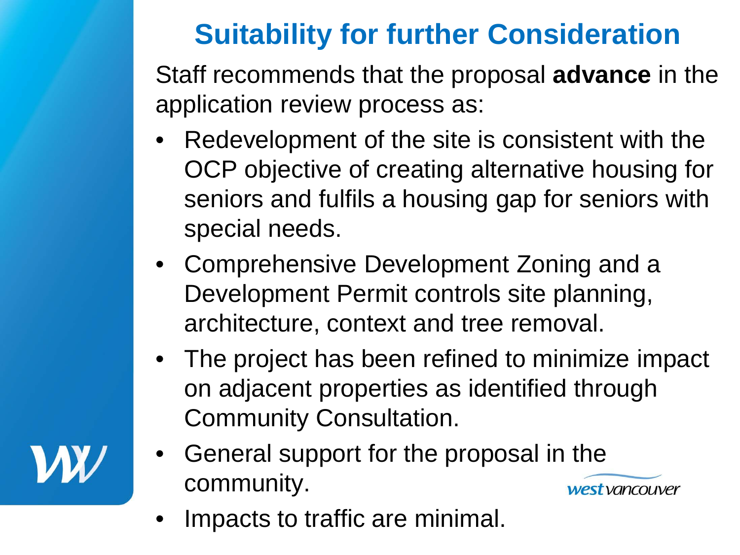## Suitability for further Consideration

Staff recommends that the proposal **advance** in the application review process as:

- Redevelopment of the site is consistent with the OCP objective of creating alternative housing for seniors and fulfils a housing gap for seniors with special needs.
- Comprehensive Development Zoning and a Development Permit controls site planning, architecture, context and tree removal.
- The project has been refined to minimize impact on adjacent properties as identified through Community Consultation.
- General support for the proposal in the community.
- Impacts to traffic are minimal.